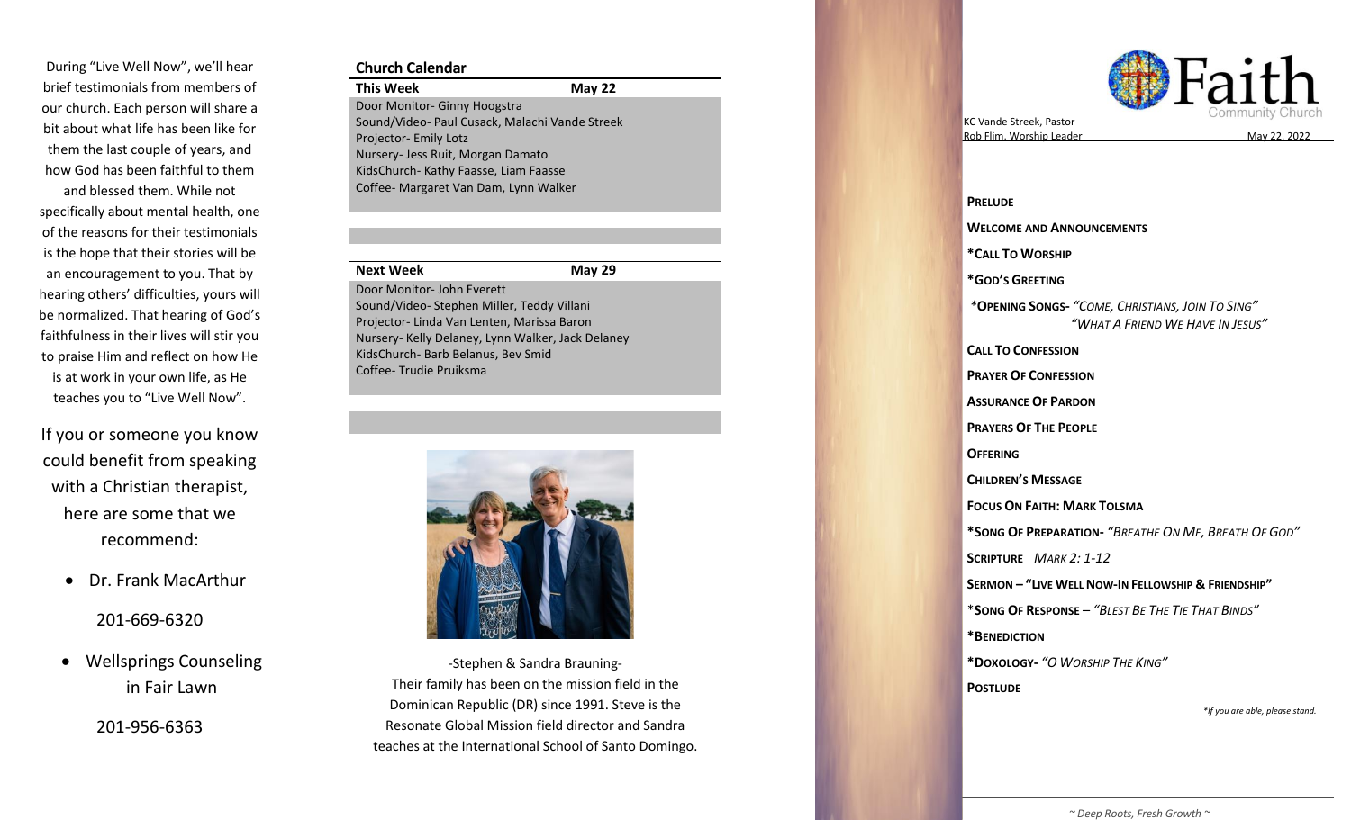During "Live Well Now", we'll hear brief testimonials from members of our church. Each person will share a bit about what life has been like for them the last couple of years, and how God has been faithful to them and blessed them. While not specifically about mental health, one of the reasons for their testimonials is the hope that their stories will be an encouragement to you. That by hearing others' difficulties, yours will be normalized. That hearing of God's faithfulness in their lives will stir you to praise Him and reflect on how He is at work in your own life, as He teaches you to "Live Well Now".

If you or someone you know could benefit from speaking with a Christian therapist, here are some that we recommend:

- Dr. Frank MacArthur

  201-669-6320

- Wellsprings Counseling in Fair Lawn

  201-956-6363

## Church Calendar

| This Week | May 22 |
|---|---|
| Door Monitor- Ginny Hoogstra | |
| Sound/Video- Paul Cusack, Malachi Vande Streek | |
| Projector- Emily Lotz | |
| Nursery- Jess Ruit, Morgan Damato | |
| KidsChurch- Kathy Faasse, Liam Faasse | |
| Coffee- Margaret Van Dam, Lynn Walker | |

| Next Week | May 29 |
|---|---|
| Door Monitor- John Everett | |
| Sound/Video- Stephen Miller, Teddy Villani | |
| Projector- Linda Van Lenten, Marissa Baron | |
| Nursery- Kelly Delaney, Lynn Walker, Jack Delaney | |
| KidsChurch- Barb Belanus, Bev Smid | |
| Coffee- Trudie Pruiksma | |

-Stephen & Sandra Brauning-
Their family has been on the mission field in the Dominican Republic (DR) since 1991. Steve is the Resonate Global Mission field director and Sandra teaches at the International School of Santo Domingo.

# Faith Community Church

KC Vande Streek, Pastor
Rob Flim, Worship Leader

May 22, 2022

**PRELUDE**

**WELCOME AND ANNOUNCEMENTS**

**\*CALL TO WORSHIP**

**\*GOD'S GREETING**

**\*OPENING SONGS-** *"COME, CHRISTIANS, JOIN TO SING"*
*"WHAT A FRIEND WE HAVE IN JESUS"*

**CALL TO CONFESSION**

**PRAYER OF CONFESSION**

**ASSURANCE OF PARDON**

**PRAYERS OF THE PEOPLE**

**OFFERING**

**CHILDREN'S MESSAGE**

**FOCUS ON FAITH: MARK TOLSMA**

**\*SONG OF PREPARATION-** *"BREATHE ON ME, BREATH OF GOD"*

**SCRIPTURE** *MARK 2: 1-12*

**SERMON – "LIVE WELL NOW-IN FELLOWSHIP & FRIENDSHIP"**

**\*SONG OF RESPONSE** – *"BLEST BE THE TIE THAT BINDS"*

**\*BENEDICTION**

**\*DOXOLOGY-** *"O WORSHIP THE KING"*

**POSTLUDE**

*\*If you are able, please stand.*

*~ Deep Roots, Fresh Growth ~*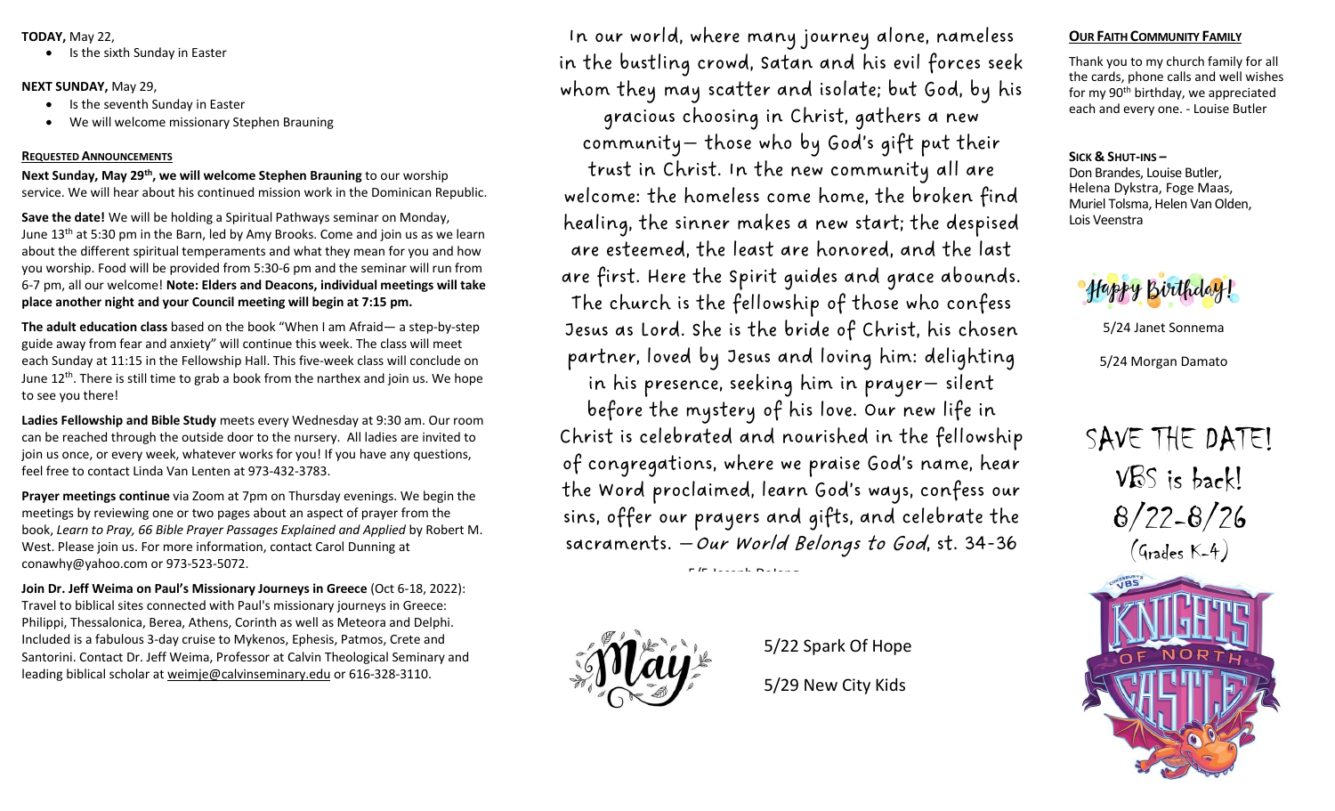**TODAY,** May 22,

- Is the sixth Sunday in Easter

**NEXT SUNDAY,** May 29,

- Is the seventh Sunday in Easter
- We will welcome missionary Stephen Brauning

**REQUESTED ANNOUNCEMENTS**

**Next Sunday, May 29th, we will welcome Stephen Brauning** to our worship service. We will hear about his continued mission work in the Dominican Republic.

**Save the date!** We will be holding a Spiritual Pathways seminar on Monday, June 13th at 5:30 pm in the Barn, led by Amy Brooks. Come and join us as we learn about the different spiritual temperaments and what they mean for you and how you worship. Food will be provided from 5:30-6 pm and the seminar will run from 6-7 pm, all our welcome! **Note: Elders and Deacons, individual meetings will take place another night and your Council meeting will begin at 7:15 pm.**

**The adult education class** based on the book "When I am Afraid— a step-by-step guide away from fear and anxiety" will continue this week. The class will meet each Sunday at 11:15 in the Fellowship Hall. This five-week class will conclude on June 12th. There is still time to grab a book from the narthex and join us. We hope to see you there!

**Ladies Fellowship and Bible Study** meets every Wednesday at 9:30 am. Our room can be reached through the outside door to the nursery. All ladies are invited to join us once, or every week, whatever works for you! If you have any questions, feel free to contact Linda Van Lenten at 973-432-3783.

**Prayer meetings continue** via Zoom at 7pm on Thursday evenings. We begin the meetings by reviewing one or two pages about an aspect of prayer from the book, *Learn to Pray, 66 Bible Prayer Passages Explained and Applied* by Robert M. West. Please join us. For more information, contact Carol Dunning at conawhy@yahoo.com or 973-523-5072.

**Join Dr. Jeff Weima on Paul's Missionary Journeys in Greece** (Oct 6-18, 2022): Travel to biblical sites connected with Paul's missionary journeys in Greece: Philippi, Thessalonica, Berea, Athens, Corinth as well as Meteora and Delphi. Included is a fabulous 3-day cruise to Mykenos, Ephesis, Patmos, Crete and Santorini. Contact Dr. Jeff Weima, Professor at Calvin Theological Seminary and leading biblical scholar at weimje@calvinseminary.edu or 616-328-3110.

In our world, where many journey alone, nameless in the bustling crowd, Satan and his evil forces seek whom they may scatter and isolate; but God, by his gracious choosing in Christ, gathers a new community— those who by God's gift put their trust in Christ. In the new community all are welcome: the homeless come home, the broken find healing, the sinner makes a new start; the despised are esteemed, the least are honored, and the last are first. Here the Spirit guides and grace abounds. The church is the fellowship of those who confess Jesus as Lord. She is the bride of Christ, his chosen partner, loved by Jesus and loving him: delighting in his presence, seeking him in prayer— silent before the mystery of his love. Our new life in Christ is celebrated and nourished in the fellowship of congregations, where we praise God's name, hear the Word proclaimed, learn God's ways, confess our sins, offer our prayers and gifts, and celebrate the sacraments. —*Our World Belongs to God*, st. 34-36

May

5/22 Spark Of Hope

5/29 New City Kids

**OUR FAITH COMMUNITY FAMILY**

Thank you to my church family for all the cards, phone calls and well wishes for my 90th birthday, we appreciated each and every one. - Louise Butler

**SICK & SHUT-INS –**
Don Brandes, Louise Butler, Helena Dykstra, Foge Maas, Muriel Tolsma, Helen Van Olden, Lois Veenstra

Happy Birthday!

5/24 Janet Sonnema

5/24 Morgan Damato

SAVE THE DATE!
VBS is back!
8/22-8/26
(Grades K-4)